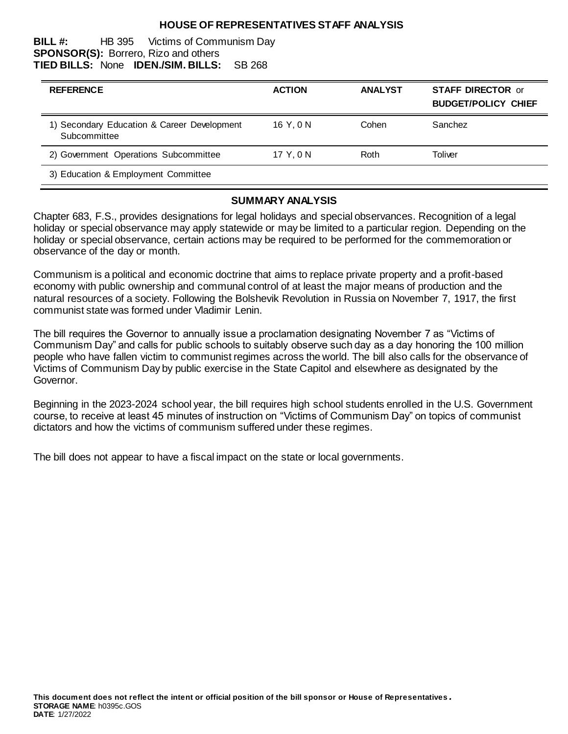# HOUSE OF REPRESENTATIVES STAFF ANALYSIS

**BILL #:** HB 395 Victims of Communism Day
**SPONSOR(S):** Borrero, Rizo and others
**TIED BILLS:** None **IDEN./SIM. BILLS:** SB 268

| REFERENCE | ACTION | ANALYST | STAFF DIRECTOR or BUDGET/POLICY CHIEF |
|---|---|---|---|
| 1) Secondary Education & Career Development Subcommittee | 16 Y, 0 N | Cohen | Sanchez |
| 2) Government Operations Subcommittee | 17 Y, 0 N | Roth | Toliver |
| 3) Education & Employment Committee | | | |

## SUMMARY ANALYSIS

Chapter 683, F.S., provides designations for legal holidays and special observances. Recognition of a legal holiday or special observance may apply statewide or may be limited to a particular region. Depending on the holiday or special observance, certain actions may be required to be performed for the commemoration or observance of the day or month.

Communism is a political and economic doctrine that aims to replace private property and a profit-based economy with public ownership and communal control of at least the major means of production and the natural resources of a society. Following the Bolshevik Revolution in Russia on November 7, 1917, the first communist state was formed under Vladimir Lenin.

The bill requires the Governor to annually issue a proclamation designating November 7 as "Victims of Communism Day" and calls for public schools to suitably observe such day as a day honoring the 100 million people who have fallen victim to communist regimes across the world. The bill also calls for the observance of Victims of Communism Day by public exercise in the State Capitol and elsewhere as designated by the Governor.

Beginning in the 2023-2024 school year, the bill requires high school students enrolled in the U.S. Government course, to receive at least 45 minutes of instruction on "Victims of Communism Day" on topics of communist dictators and how the victims of communism suffered under these regimes.

The bill does not appear to have a fiscal impact on the state or local governments.

**This document does not reflect the intent or official position of the bill sponsor or House of Representatives.**
**STORAGE NAME**: h0395c.GOS
**DATE**: 1/27/2022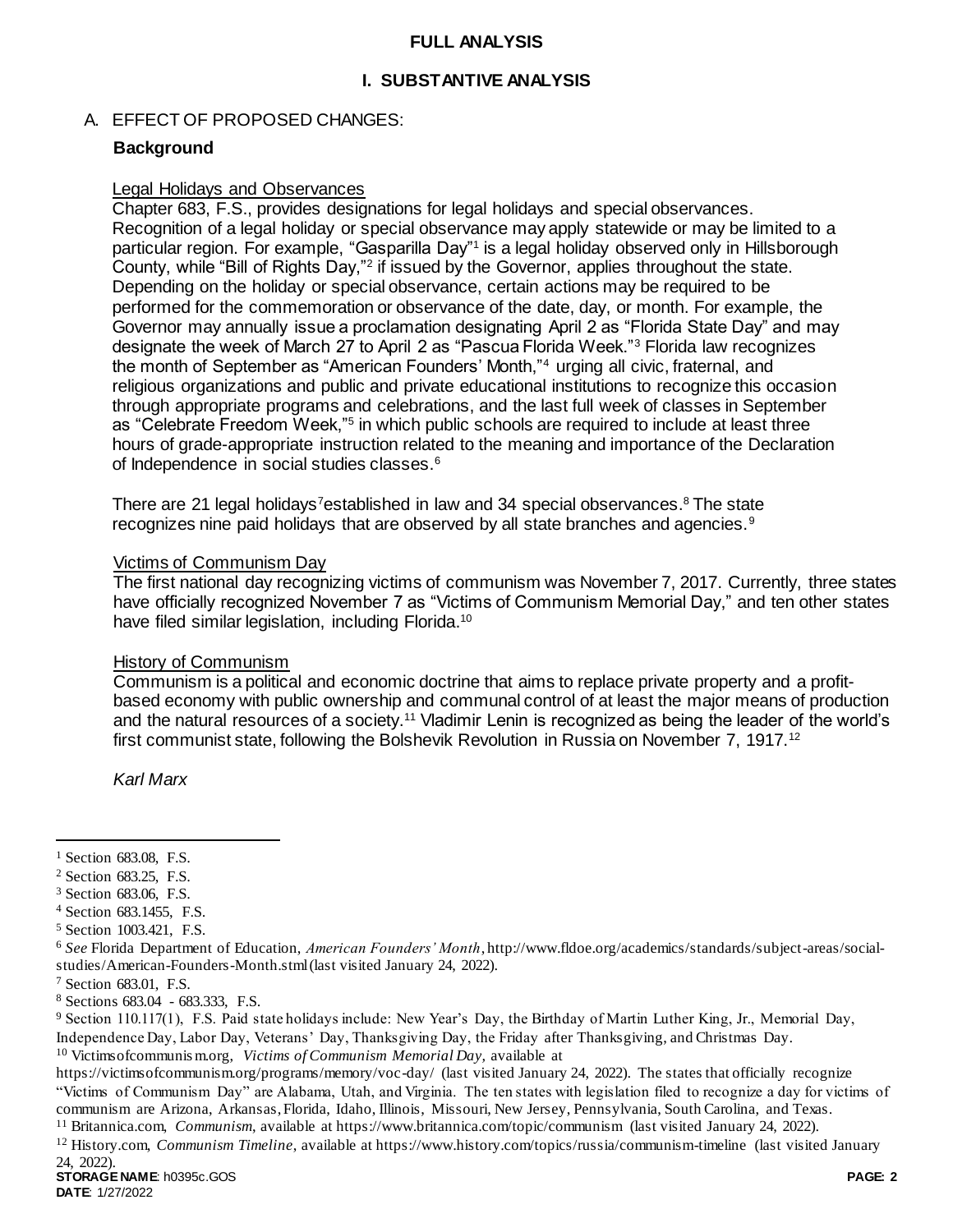## FULL ANALYSIS

## I. SUBSTANTIVE ANALYSIS

### A. EFFECT OF PROPOSED CHANGES:

**Background**

Legal Holidays and Observances

Chapter 683, F.S., provides designations for legal holidays and special observances. Recognition of a legal holiday or special observance may apply statewide or may be limited to a particular region. For example, "Gasparilla Day"[1] is a legal holiday observed only in Hillsborough County, while "Bill of Rights Day,"[2] if issued by the Governor, applies throughout the state. Depending on the holiday or special observance, certain actions may be required to be performed for the commemoration or observance of the date, day, or month. For example, the Governor may annually issue a proclamation designating April 2 as "Florida State Day" and may designate the week of March 27 to April 2 as "Pascua Florida Week."[3] Florida law recognizes the month of September as "American Founders' Month,"[4] urging all civic, fraternal, and religious organizations and public and private educational institutions to recognize this occasion through appropriate programs and celebrations, and the last full week of classes in September as "Celebrate Freedom Week,"[5] in which public schools are required to include at least three hours of grade-appropriate instruction related to the meaning and importance of the Declaration of Independence in social studies classes.[6]

There are 21 legal holidays[7] established in law and 34 special observances.[8] The state recognizes nine paid holidays that are observed by all state branches and agencies.[9]

Victims of Communism Day

The first national day recognizing victims of communism was November 7, 2017. Currently, three states have officially recognized November 7 as "Victims of Communism Memorial Day," and ten other states have filed similar legislation, including Florida.[10]

History of Communism

Communism is a political and economic doctrine that aims to replace private property and a profit-based economy with public ownership and communal control of at least the major means of production and the natural resources of a society.[11] Vladimir Lenin is recognized as being the leader of the world's first communist state, following the Bolshevik Revolution in Russia on November 7, 1917.[12]

*Karl Marx*

---

[1] Section 683.08, F.S.

[2] Section 683.25, F.S.

[3] Section 683.06, F.S.

[4] Section 683.1455, F.S.

[5] Section 1003.421, F.S.

[6] *See* Florida Department of Education, *American Founders' Month*, http://www.fldoe.org/academics/standards/subject-areas/social-studies/American-Founders-Month.stml (last visited January 24, 2022).

[7] Section 683.01, F.S.

[8] Sections 683.04 - 683.333, F.S.

[9] Section 110.117(1), F.S. Paid state holidays include: New Year's Day, the Birthday of Martin Luther King, Jr., Memorial Day, Independence Day, Labor Day, Veterans' Day, Thanksgiving Day, the Friday after Thanksgiving, and Christmas Day.

[10] Victimsofcommunism.org, *Victims of Communism Memorial Day*, available at https://victimsofcommunism.org/programs/memory/voc-day/ (last visited January 24, 2022). The states that officially recognize "Victims of Communism Day" are Alabama, Utah, and Virginia. The ten states with legislation filed to recognize a day for victims of communism are Arizona, Arkansas, Florida, Idaho, Illinois, Missouri, New Jersey, Pennsylvania, South Carolina, and Texas.

[11] Britannica.com, *Communism*, available at https://www.britannica.com/topic/communism (last visited January 24, 2022).

[12] History.com, *Communism Timeline*, available at https://www.history.com/topics/russia/communism-timeline (last visited January 24, 2022).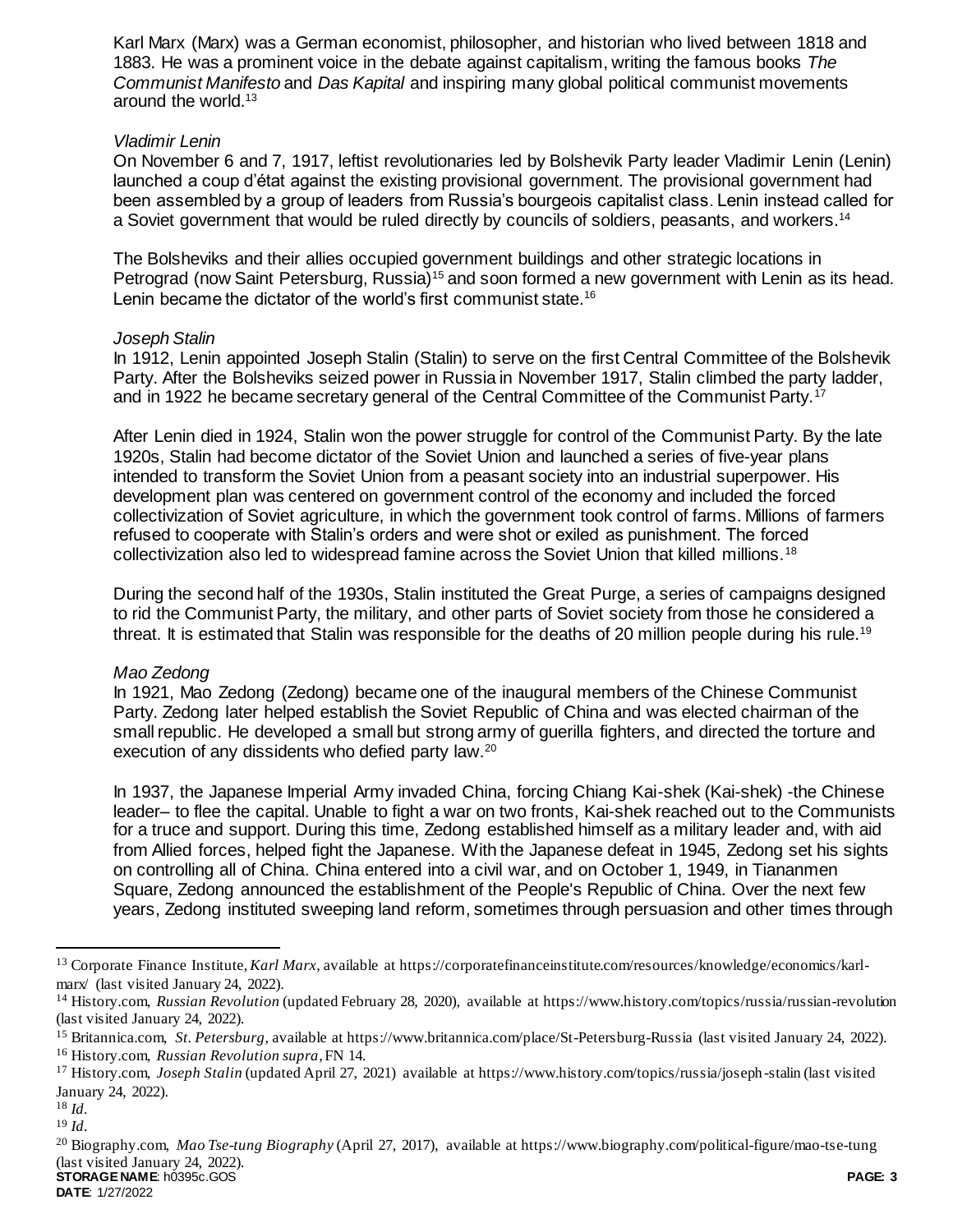Karl Marx (Marx) was a German economist, philosopher, and historian who lived between 1818 and 1883. He was a prominent voice in the debate against capitalism, writing the famous books *The Communist Manifesto* and *Das Kapital* and inspiring many global political communist movements around the world.[13]

*Vladimir Lenin*

On November 6 and 7, 1917, leftist revolutionaries led by Bolshevik Party leader Vladimir Lenin (Lenin) launched a coup d'état against the existing provisional government. The provisional government had been assembled by a group of leaders from Russia's bourgeois capitalist class. Lenin instead called for a Soviet government that would be ruled directly by councils of soldiers, peasants, and workers.[14]

The Bolsheviks and their allies occupied government buildings and other strategic locations in Petrograd (now Saint Petersburg, Russia)[15] and soon formed a new government with Lenin as its head. Lenin became the dictator of the world's first communist state.[16]

*Joseph Stalin*

In 1912, Lenin appointed Joseph Stalin (Stalin) to serve on the first Central Committee of the Bolshevik Party. After the Bolsheviks seized power in Russia in November 1917, Stalin climbed the party ladder, and in 1922 he became secretary general of the Central Committee of the Communist Party.[17]

After Lenin died in 1924, Stalin won the power struggle for control of the Communist Party. By the late 1920s, Stalin had become dictator of the Soviet Union and launched a series of five-year plans intended to transform the Soviet Union from a peasant society into an industrial superpower. His development plan was centered on government control of the economy and included the forced collectivization of Soviet agriculture, in which the government took control of farms. Millions of farmers refused to cooperate with Stalin's orders and were shot or exiled as punishment. The forced collectivization also led to widespread famine across the Soviet Union that killed millions.[18]

During the second half of the 1930s, Stalin instituted the Great Purge, a series of campaigns designed to rid the Communist Party, the military, and other parts of Soviet society from those he considered a threat. It is estimated that Stalin was responsible for the deaths of 20 million people during his rule.[19]

*Mao Zedong*

In 1921, Mao Zedong (Zedong) became one of the inaugural members of the Chinese Communist Party. Zedong later helped establish the Soviet Republic of China and was elected chairman of the small republic. He developed a small but strong army of guerilla fighters, and directed the torture and execution of any dissidents who defied party law.[20]

In 1937, the Japanese Imperial Army invaded China, forcing Chiang Kai-shek (Kai-shek) -the Chinese leader– to flee the capital. Unable to fight a war on two fronts, Kai-shek reached out to the Communists for a truce and support. During this time, Zedong established himself as a military leader and, with aid from Allied forces, helped fight the Japanese. With the Japanese defeat in 1945, Zedong set his sights on controlling all of China. China entered into a civil war, and on October 1, 1949, in Tiananmen Square, Zedong announced the establishment of the People's Republic of China. Over the next few years, Zedong instituted sweeping land reform, sometimes through persuasion and other times through

---

[13] Corporate Finance Institute, *Karl Marx*, available at https://corporatefinanceinstitute.com/resources/knowledge/economics/karl-marx/ (last visited January 24, 2022).

[14] History.com, *Russian Revolution* (updated February 28, 2020), available at https://www.history.com/topics/russia/russian-revolution (last visited January 24, 2022).

[15] Britannica.com, *St. Petersburg*, available at https://www.britannica.com/place/St-Petersburg-Russia (last visited January 24, 2022).

[16] History.com, *Russian Revolution supra*, FN 14.

[17] History.com, *Joseph Stalin* (updated April 27, 2021) available at https://www.history.com/topics/russia/joseph-stalin (last visited January 24, 2022).

[18] *Id*.

[19] *Id*.

[20] Biography.com, *Mao Tse-tung Biography* (April 27, 2017), available at https://www.biography.com/political-figure/mao-tse-tung (last visited January 24, 2022).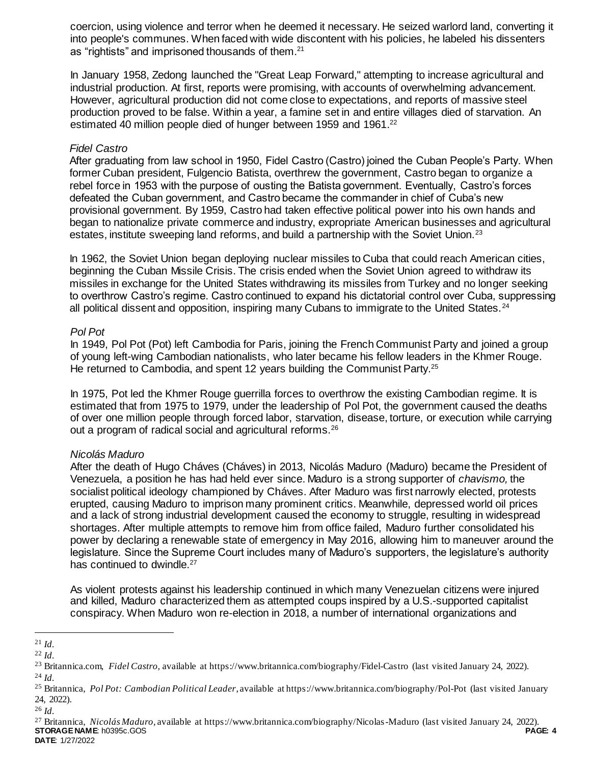coercion, using violence and terror when he deemed it necessary. He seized warlord land, converting it into people's communes. When faced with wide discontent with his policies, he labeled his dissenters as "rightists" and imprisoned thousands of them.[21]

In January 1958, Zedong launched the "Great Leap Forward," attempting to increase agricultural and industrial production. At first, reports were promising, with accounts of overwhelming advancement. However, agricultural production did not come close to expectations, and reports of massive steel production proved to be false. Within a year, a famine set in and entire villages died of starvation. An estimated 40 million people died of hunger between 1959 and 1961.[22]

*Fidel Castro*

After graduating from law school in 1950, Fidel Castro (Castro) joined the Cuban People's Party. When former Cuban president, Fulgencio Batista, overthrew the government, Castro began to organize a rebel force in 1953 with the purpose of ousting the Batista government. Eventually, Castro's forces defeated the Cuban government, and Castro became the commander in chief of Cuba's new provisional government. By 1959, Castro had taken effective political power into his own hands and began to nationalize private commerce and industry, expropriate American businesses and agricultural estates, institute sweeping land reforms, and build a partnership with the Soviet Union.[23]

In 1962, the Soviet Union began deploying nuclear missiles to Cuba that could reach American cities, beginning the Cuban Missile Crisis. The crisis ended when the Soviet Union agreed to withdraw its missiles in exchange for the United States withdrawing its missiles from Turkey and no longer seeking to overthrow Castro's regime. Castro continued to expand his dictatorial control over Cuba, suppressing all political dissent and opposition, inspiring many Cubans to immigrate to the United States.[24]

*Pol Pot*

In 1949, Pol Pot (Pot) left Cambodia for Paris, joining the French Communist Party and joined a group of young left-wing Cambodian nationalists, who later became his fellow leaders in the Khmer Rouge. He returned to Cambodia, and spent 12 years building the Communist Party.[25]

In 1975, Pot led the Khmer Rouge guerrilla forces to overthrow the existing Cambodian regime. It is estimated that from 1975 to 1979, under the leadership of Pol Pot, the government caused the deaths of over one million people through forced labor, starvation, disease, torture, or execution while carrying out a program of radical social and agricultural reforms.[26]

*Nicolás Maduro*

After the death of Hugo Cháves (Cháves) in 2013, Nicolás Maduro (Maduro) became the President of Venezuela, a position he has had held ever since. Maduro is a strong supporter of *chavismo,* the socialist political ideology championed by Cháves. After Maduro was first narrowly elected, protests erupted, causing Maduro to imprison many prominent critics. Meanwhile, depressed world oil prices and a lack of strong industrial development caused the economy to struggle, resulting in widespread shortages. After multiple attempts to remove him from office failed, Maduro further consolidated his power by declaring a renewable state of emergency in May 2016, allowing him to maneuver around the legislature. Since the Supreme Court includes many of Maduro's supporters, the legislature's authority has continued to dwindle.[27]

As violent protests against his leadership continued in which many Venezuelan citizens were injured and killed, Maduro characterized them as attempted coups inspired by a U.S.-supported capitalist conspiracy. When Maduro won re-election in 2018, a number of international organizations and

---

[21] *Id*.

[22] *Id*.

[23] Britannica.com, *Fidel Castro,* available at https://www.britannica.com/biography/Fidel-Castro (last visited January 24, 2022).

[24] *Id*.

[25] Britannica, *Pol Pot: Cambodian Political Leader*, available at https://www.britannica.com/biography/Pol-Pot (last visited January 24, 2022).

[26] *Id*.

[27] Britannica, *Nicolás Maduro*, available at https://www.britannica.com/biography/Nicolas-Maduro (last visited January 24, 2022).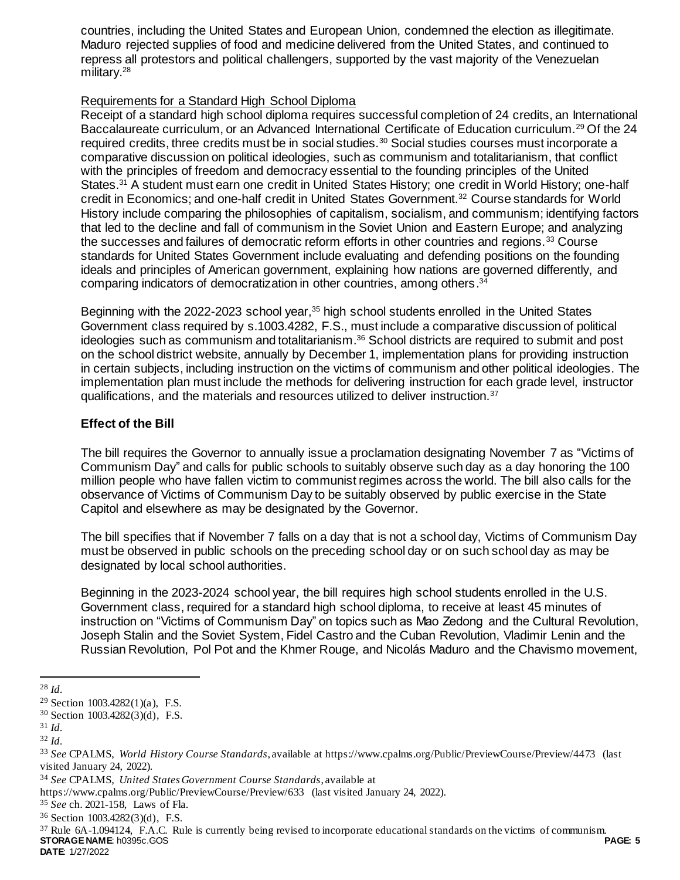countries, including the United States and European Union, condemned the election as illegitimate. Maduro rejected supplies of food and medicine delivered from the United States, and continued to repress all protestors and political challengers, supported by the vast majority of the Venezuelan military.[28]

Requirements for a Standard High School Diploma

Receipt of a standard high school diploma requires successful completion of 24 credits, an International Baccalaureate curriculum, or an Advanced International Certificate of Education curriculum.[29] Of the 24 required credits, three credits must be in social studies.[30] Social studies courses must incorporate a comparative discussion on political ideologies, such as communism and totalitarianism, that conflict with the principles of freedom and democracy essential to the founding principles of the United States.[31] A student must earn one credit in United States History; one credit in World History; one-half credit in Economics; and one-half credit in United States Government.[32] Course standards for World History include comparing the philosophies of capitalism, socialism, and communism; identifying factors that led to the decline and fall of communism in the Soviet Union and Eastern Europe; and analyzing the successes and failures of democratic reform efforts in other countries and regions.[33] Course standards for United States Government include evaluating and defending positions on the founding ideals and principles of American government, explaining how nations are governed differently, and comparing indicators of democratization in other countries, among others.[34]

Beginning with the 2022-2023 school year,[35] high school students enrolled in the United States Government class required by s.1003.4282, F.S., must include a comparative discussion of political ideologies such as communism and totalitarianism.[36] School districts are required to submit and post on the school district website, annually by December 1, implementation plans for providing instruction in certain subjects, including instruction on the victims of communism and other political ideologies. The implementation plan must include the methods for delivering instruction for each grade level, instructor qualifications, and the materials and resources utilized to deliver instruction.[37]

### Effect of the Bill

The bill requires the Governor to annually issue a proclamation designating November 7 as "Victims of Communism Day" and calls for public schools to suitably observe such day as a day honoring the 100 million people who have fallen victim to communist regimes across the world. The bill also calls for the observance of Victims of Communism Day to be suitably observed by public exercise in the State Capitol and elsewhere as may be designated by the Governor.

The bill specifies that if November 7 falls on a day that is not a school day, Victims of Communism Day must be observed in public schools on the preceding school day or on such school day as may be designated by local school authorities.

Beginning in the 2023-2024 school year, the bill requires high school students enrolled in the U.S. Government class, required for a standard high school diploma, to receive at least 45 minutes of instruction on "Victims of Communism Day" on topics such as Mao Zedong and the Cultural Revolution, Joseph Stalin and the Soviet System, Fidel Castro and the Cuban Revolution, Vladimir Lenin and the Russian Revolution, Pol Pot and the Khmer Rouge, and Nicolás Maduro and the Chavismo movement,

---

[28] *Id.*

[29] Section 1003.4282(1)(a), F.S.

[30] Section 1003.4282(3)(d), F.S.

[31] *Id.*

[32] *Id.*

[33] *See* CPALMS, *World History Course Standards*, available at https://www.cpalms.org/Public/PreviewCourse/Preview/4473 (last visited January 24, 2022).

[34] *See* CPALMS, *United States Government Course Standards*, available at https://www.cpalms.org/Public/PreviewCourse/Preview/633 (last visited January 24, 2022).

[35] *See* ch. 2021-158, Laws of Fla.

[36] Section 1003.4282(3)(d), F.S.

[37] Rule 6A-1.094124, F.A.C. Rule is currently being revised to incorporate educational standards on the victims of communism.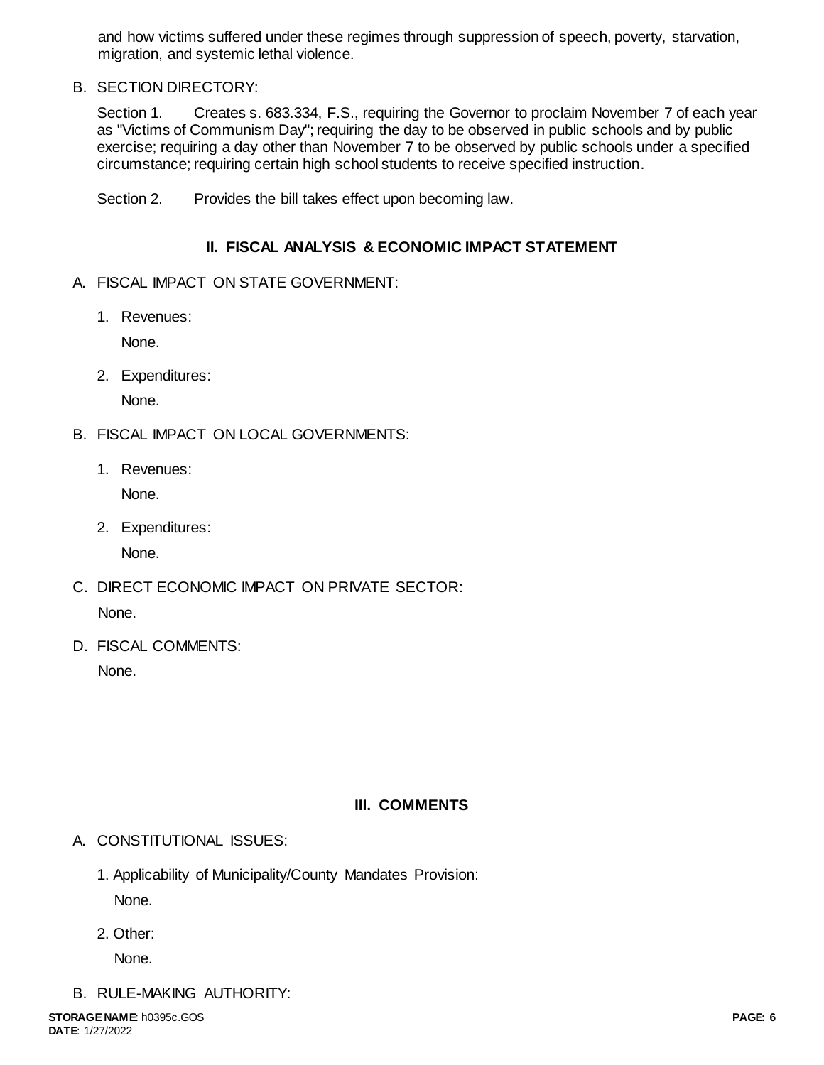and how victims suffered under these regimes through suppression of speech, poverty, starvation, migration, and systemic lethal violence.

B. SECTION DIRECTORY:

Section 1. Creates s. 683.334, F.S., requiring the Governor to proclaim November 7 of each year as "Victims of Communism Day"; requiring the day to be observed in public schools and by public exercise; requiring a day other than November 7 to be observed by public schools under a specified circumstance; requiring certain high school students to receive specified instruction.

Section 2. Provides the bill takes effect upon becoming law.

## II. FISCAL ANALYSIS & ECONOMIC IMPACT STATEMENT

A. FISCAL IMPACT ON STATE GOVERNMENT:

1. Revenues:

   None.

2. Expenditures:

   None.

B. FISCAL IMPACT ON LOCAL GOVERNMENTS:

1. Revenues:

   None.

2. Expenditures:

   None.

C. DIRECT ECONOMIC IMPACT ON PRIVATE SECTOR:

None.

D. FISCAL COMMENTS:

None.

## III. COMMENTS

A. CONSTITUTIONAL ISSUES:

1. Applicability of Municipality/County Mandates Provision:

   None.

2. Other:

   None.

B. RULE-MAKING AUTHORITY: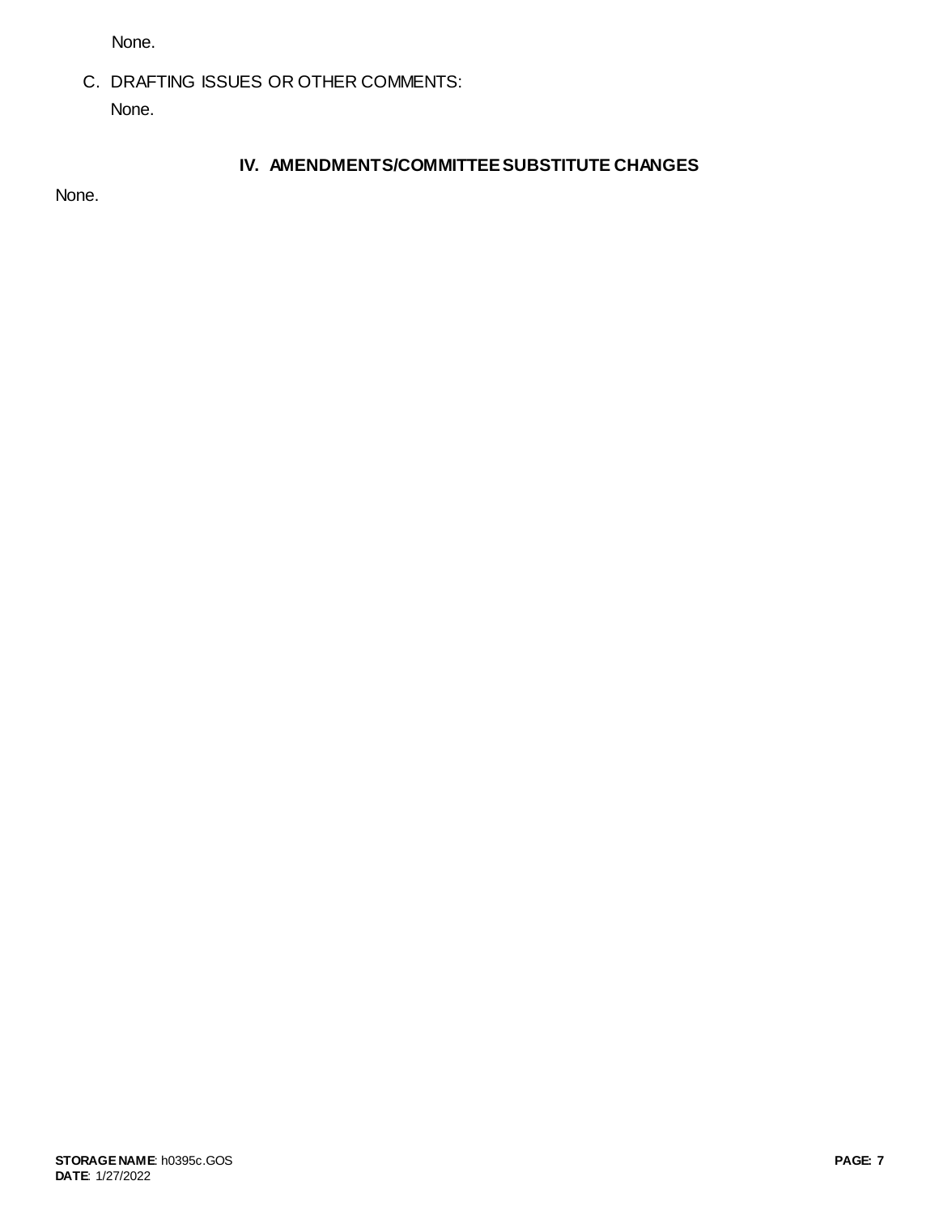None.

C. DRAFTING ISSUES OR OTHER COMMENTS:

None.

## IV. AMENDMENTS/COMMITTEE SUBSTITUTE CHANGES

None.